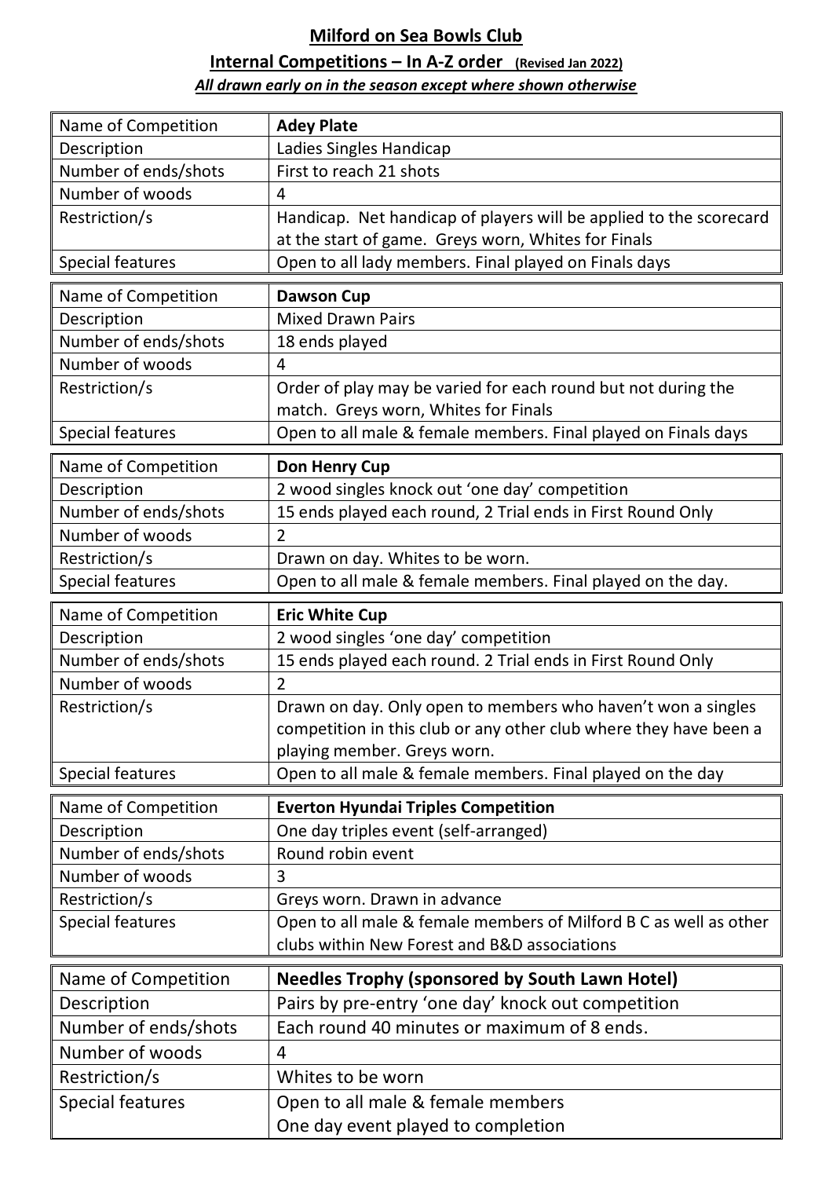# Milford on Sea Bowls Club

## Internal Competitions – In A-Z order (Revised Jan 2022)

***All drawn early on in the season except where shown otherwise***

| Name of Competition | **Adey Plate** |
|---|---|
| Description | Ladies Singles Handicap |
| Number of ends/shots | First to reach 21 shots |
| Number of woods | 4 |
| Restriction/s | Handicap. Net handicap of players will be applied to the scorecard at the start of game. Greys worn, Whites for Finals |
| Special features | Open to all lady members. Final played on Finals days |

| Name of Competition | **Dawson Cup** |
|---|---|
| Description | Mixed Drawn Pairs |
| Number of ends/shots | 18 ends played |
| Number of woods | 4 |
| Restriction/s | Order of play may be varied for each round but not during the match. Greys worn, Whites for Finals |
| Special features | Open to all male & female members. Final played on Finals days |

| Name of Competition | **Don Henry Cup** |
|---|---|
| Description | 2 wood singles knock out 'one day' competition |
| Number of ends/shots | 15 ends played each round, 2 Trial ends in First Round Only |
| Number of woods | 2 |
| Restriction/s | Drawn on day. Whites to be worn. |
| Special features | Open to all male & female members. Final played on the day. |

| Name of Competition | **Eric White Cup** |
|---|---|
| Description | 2 wood singles 'one day' competition |
| Number of ends/shots | 15 ends played each round. 2 Trial ends in First Round Only |
| Number of woods | 2 |
| Restriction/s | Drawn on day. Only open to members who haven't won a singles competition in this club or any other club where they have been a playing member. Greys worn. |
| Special features | Open to all male & female members. Final played on the day |

| Name of Competition | **Everton Hyundai Triples Competition** |
|---|---|
| Description | One day triples event (self-arranged) |
| Number of ends/shots | Round robin event |
| Number of woods | 3 |
| Restriction/s | Greys worn. Drawn in advance |
| Special features | Open to all male & female members of Milford B C as well as other clubs within New Forest and B&D associations |

| Name of Competition | **Needles Trophy (sponsored by South Lawn Hotel)** |
|---|---|
| Description | Pairs by pre-entry 'one day' knock out competition |
| Number of ends/shots | Each round 40 minutes or maximum of 8 ends. |
| Number of woods | 4 |
| Restriction/s | Whites to be worn |
| Special features | Open to all male & female members<br>One day event played to completion |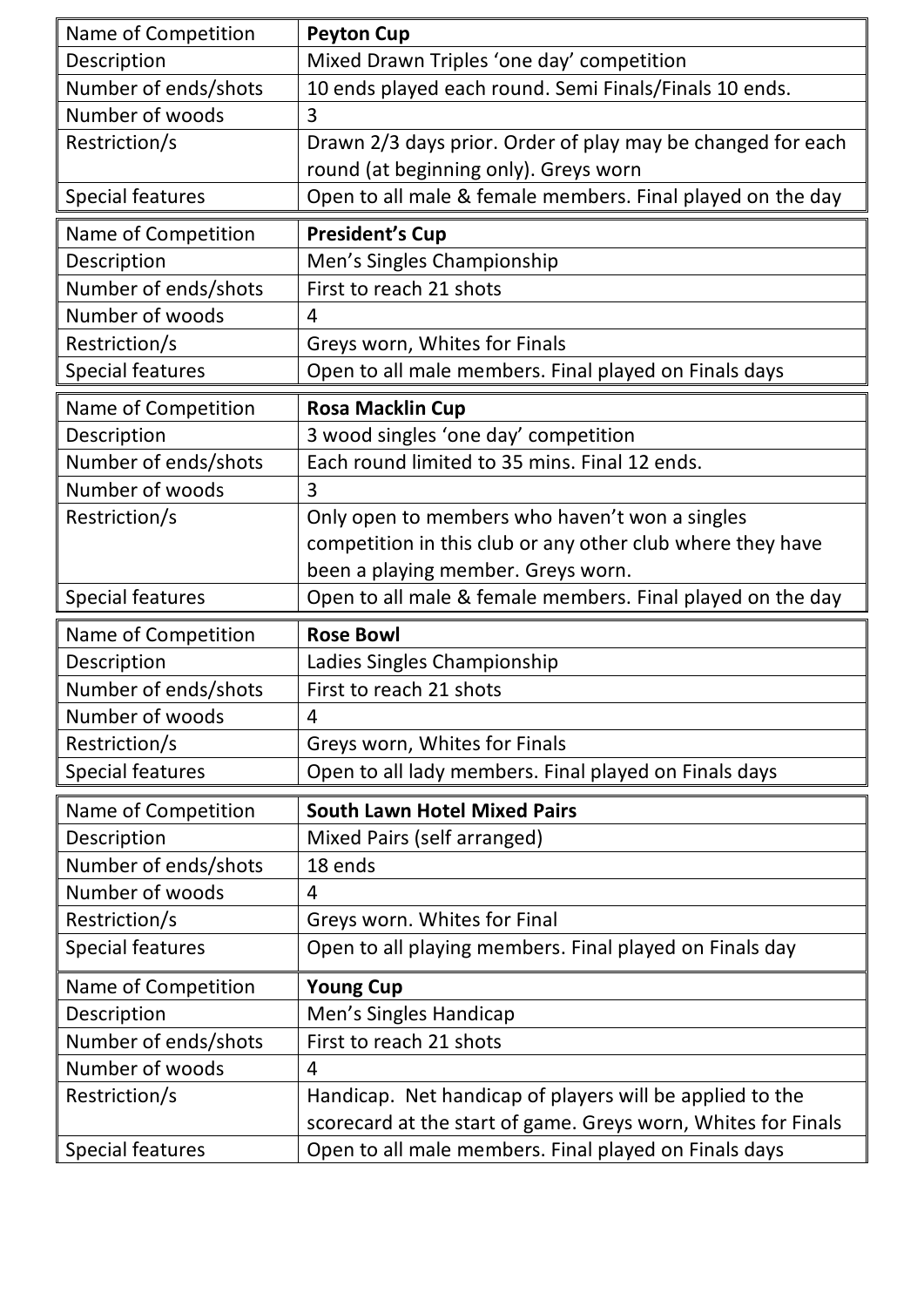| | |
|---|---|
| Name of Competition | **Peyton Cup** |
| Description | Mixed Drawn Triples 'one day' competition |
| Number of ends/shots | 10 ends played each round. Semi Finals/Finals 10 ends. |
| Number of woods | 3 |
| Restriction/s | Drawn 2/3 days prior. Order of play may be changed for each round (at beginning only). Greys worn |
| Special features | Open to all male & female members. Final played on the day |

| | |
|---|---|
| Name of Competition | **President's Cup** |
| Description | Men's Singles Championship |
| Number of ends/shots | First to reach 21 shots |
| Number of woods | 4 |
| Restriction/s | Greys worn, Whites for Finals |
| Special features | Open to all male members. Final played on Finals days |

| | |
|---|---|
| Name of Competition | **Rosa Macklin Cup** |
| Description | 3 wood singles 'one day' competition |
| Number of ends/shots | Each round limited to 35 mins. Final 12 ends. |
| Number of woods | 3 |
| Restriction/s | Only open to members who haven't won a singles competition in this club or any other club where they have been a playing member. Greys worn. |
| Special features | Open to all male & female members. Final played on the day |

| | |
|---|---|
| Name of Competition | **Rose Bowl** |
| Description | Ladies Singles Championship |
| Number of ends/shots | First to reach 21 shots |
| Number of woods | 4 |
| Restriction/s | Greys worn, Whites for Finals |
| Special features | Open to all lady members. Final played on Finals days |

| | |
|---|---|
| Name of Competition | **South Lawn Hotel Mixed Pairs** |
| Description | Mixed Pairs (self arranged) |
| Number of ends/shots | 18 ends |
| Number of woods | 4 |
| Restriction/s | Greys worn. Whites for Final |
| Special features | Open to all playing members. Final played on Finals day |

| | |
|---|---|
| Name of Competition | **Young Cup** |
| Description | Men's Singles Handicap |
| Number of ends/shots | First to reach 21 shots |
| Number of woods | 4 |
| Restriction/s | Handicap. Net handicap of players will be applied to the scorecard at the start of game. Greys worn, Whites for Finals |
| Special features | Open to all male members. Final played on Finals days |